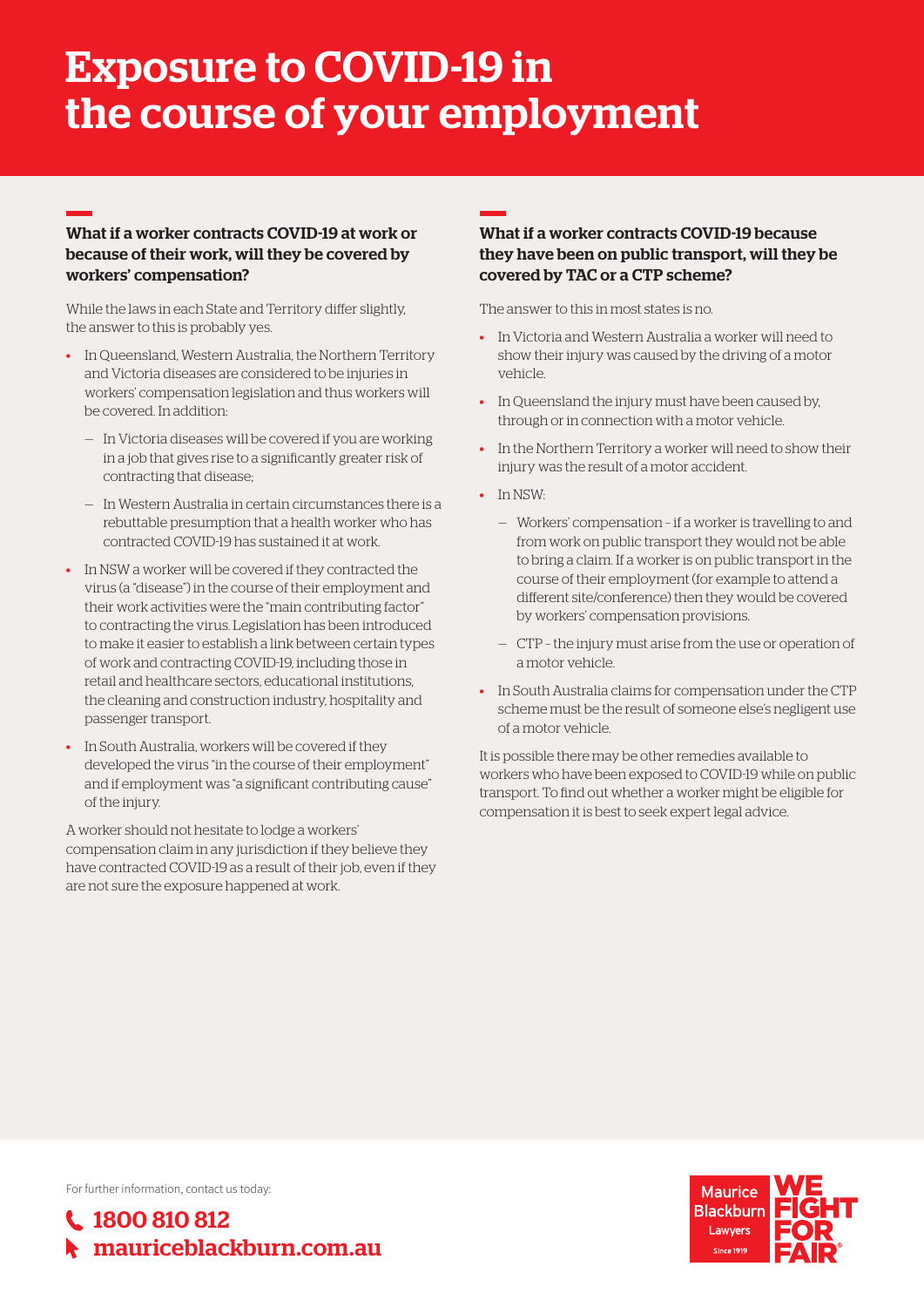# Exposure to COVID-19 in the course of your employment

### What if a worker contracts COVID-19 at work or because of their work, will they be covered by workers' compensation?

While the laws in each State and Territory differ slightly, the answer to this is probably yes.

- In Queensland, Western Australia, the Northern Territory and Victoria diseases are considered to be injuries in workers' compensation legislation and thus workers will be covered. In addition:
  - In Victoria diseases will be covered if you are working in a job that gives rise to a significantly greater risk of contracting that disease;
  - In Western Australia in certain circumstances there is a rebuttable presumption that a health worker who has contracted COVID-19 has sustained it at work.
- In NSW a worker will be covered if they contracted the virus (a "disease") in the course of their employment and their work activities were the "main contributing factor" to contracting the virus. Legislation has been introduced to make it easier to establish a link between certain types of work and contracting COVID-19, including those in retail and healthcare sectors, educational institutions, the cleaning and construction industry, hospitality and passenger transport.
- In South Australia, workers will be covered if they developed the virus "in the course of their employment" and if employment was "a significant contributing cause" of the injury.

A worker should not hesitate to lodge a workers' compensation claim in any jurisdiction if they believe they have contracted COVID-19 as a result of their job, even if they are not sure the exposure happened at work.

### What if a worker contracts COVID-19 because they have been on public transport, will they be covered by TAC or a CTP scheme?

The answer to this in most states is no.

- In Victoria and Western Australia a worker will need to show their injury was caused by the driving of a motor vehicle.
- In Queensland the injury must have been caused by, through or in connection with a motor vehicle.
- In the Northern Territory a worker will need to show their injury was the result of a motor accident.
- In NSW:
  - Workers' compensation – if a worker is travelling to and from work on public transport they would not be able to bring a claim. If a worker is on public transport in the course of their employment (for example to attend a different site/conference) then they would be covered by workers' compensation provisions.
  - CTP – the injury must arise from the use or operation of a motor vehicle.
- In South Australia claims for compensation under the CTP scheme must be the result of someone else's negligent use of a motor vehicle.

It is possible there may be other remedies available to workers who have been exposed to COVID-19 while on public transport. To find out whether a worker might be eligible for compensation it is best to seek expert legal advice.

For further information, contact us today:

**1800 810 812**

**mauriceblackburn.com.au**

Maurice Blackburn Lawyers Since 1919 — WE FIGHT FOR FAIR®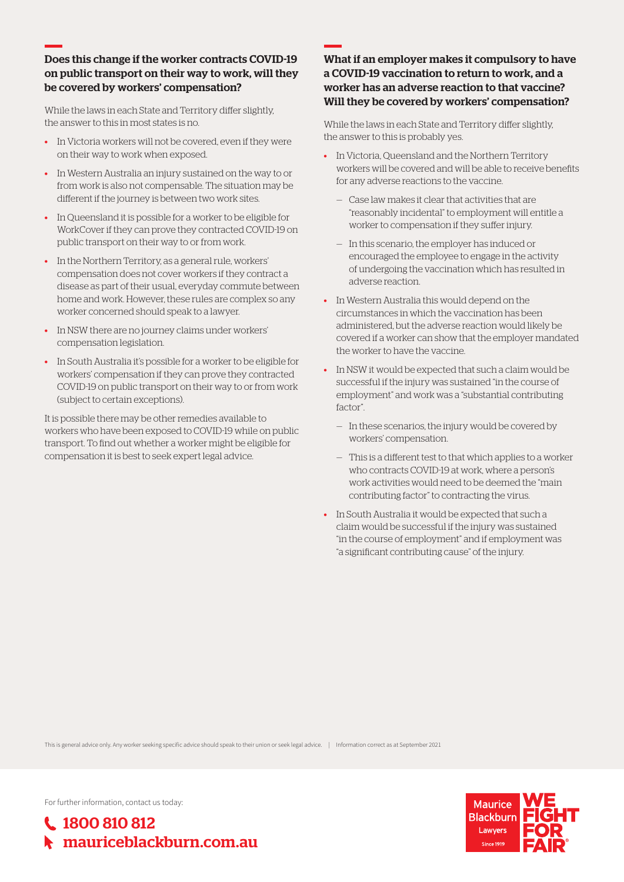### Does this change if the worker contracts COVID-19 on public transport on their way to work, will they be covered by workers' compensation?

While the laws in each State and Territory differ slightly, the answer to this in most states is no.

- In Victoria workers will not be covered, even if they were on their way to work when exposed.
- In Western Australia an injury sustained on the way to or from work is also not compensable. The situation may be different if the journey is between two work sites.
- In Queensland it is possible for a worker to be eligible for WorkCover if they can prove they contracted COVID-19 on public transport on their way to or from work.
- In the Northern Territory, as a general rule, workers' compensation does not cover workers if they contract a disease as part of their usual, everyday commute between home and work. However, these rules are complex so any worker concerned should speak to a lawyer.
- In NSW there are no journey claims under workers' compensation legislation.
- In South Australia it's possible for a worker to be eligible for workers' compensation if they can prove they contracted COVID-19 on public transport on their way to or from work (subject to certain exceptions).

It is possible there may be other remedies available to workers who have been exposed to COVID-19 while on public transport. To find out whether a worker might be eligible for compensation it is best to seek expert legal advice.

### What if an employer makes it compulsory to have a COVID-19 vaccination to return to work, and a worker has an adverse reaction to that vaccine? Will they be covered by workers' compensation?

While the laws in each State and Territory differ slightly, the answer to this is probably yes.

- In Victoria, Queensland and the Northern Territory workers will be covered and will be able to receive benefits for any adverse reactions to the vaccine.
  - Case law makes it clear that activities that are "reasonably incidental" to employment will entitle a worker to compensation if they suffer injury.
  - In this scenario, the employer has induced or encouraged the employee to engage in the activity of undergoing the vaccination which has resulted in adverse reaction.
- In Western Australia this would depend on the circumstances in which the vaccination has been administered, but the adverse reaction would likely be covered if a worker can show that the employer mandated the worker to have the vaccine.
- In NSW it would be expected that such a claim would be successful if the injury was sustained "in the course of employment" and work was a "substantial contributing factor".
  - In these scenarios, the injury would be covered by workers' compensation.
  - This is a different test to that which applies to a worker who contracts COVID-19 at work, where a person's work activities would need to be deemed the "main contributing factor" to contracting the virus.
- In South Australia it would be expected that such a claim would be successful if the injury was sustained "in the course of employment" and if employment was "a significant contributing cause" of the injury.

This is general advice only. Any worker seeking specific advice should speak to their union or seek legal advice. | Information correct as at September 2021

For further information, contact us today:

**1800 810 812**

**mauriceblackburn.com.au**

Maurice Blackburn Lawyers Since 1919 WE FIGHT FOR FAIR®